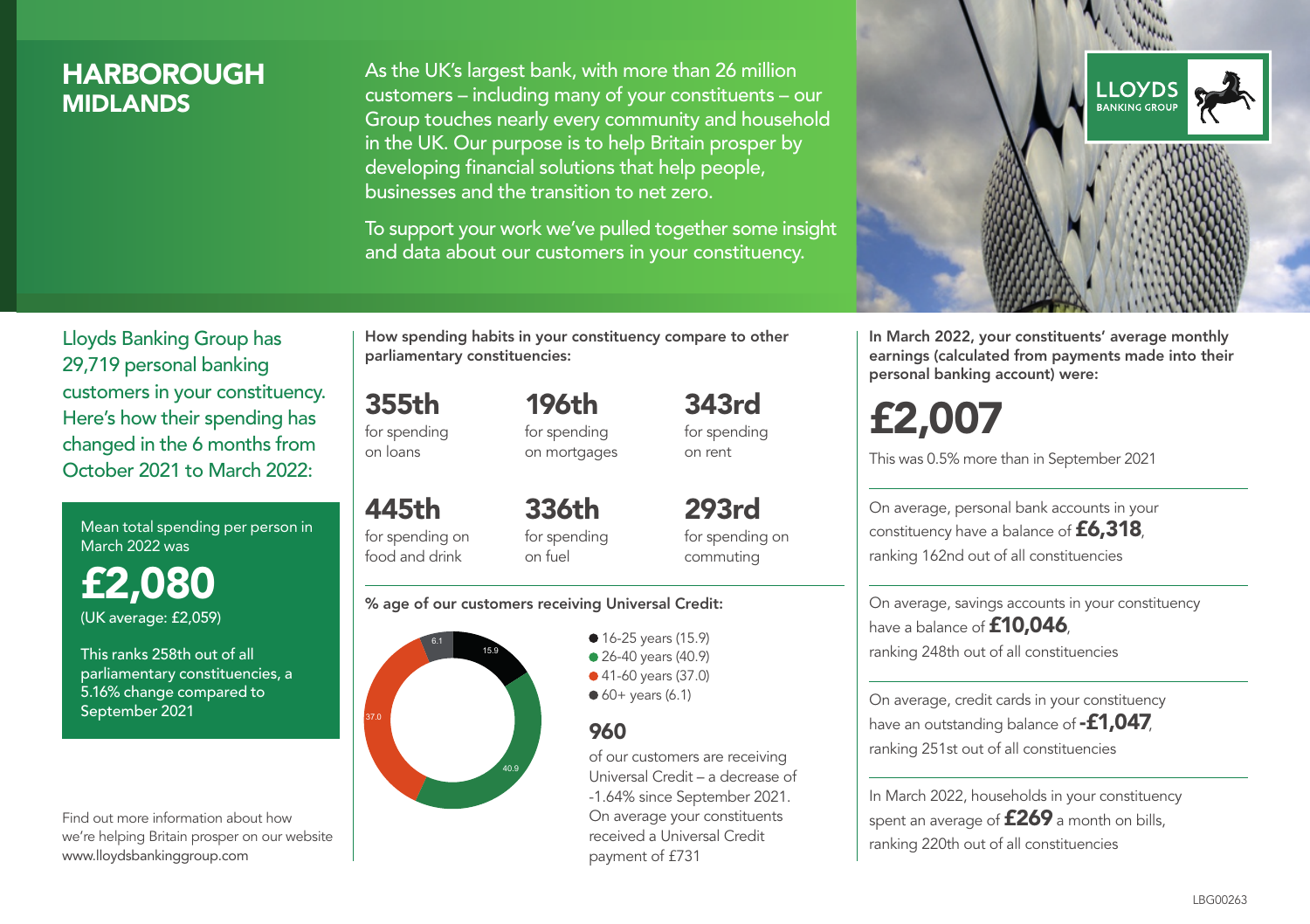# HARBOROUGH
## MIDLANDS

As the UK's largest bank, with more than 26 million customers – including many of your constituents – our Group touches nearly every community and household in the UK. Our purpose is to help Britain prosper by developing financial solutions that help people, businesses and the transition to net zero.

To support your work we've pulled together some insight and data about our customers in your constituency.

LLOYDS BANKING GROUP

Lloyds Banking Group has 29,719 personal banking customers in your constituency. Here's how their spending has changed in the 6 months from October 2021 to March 2022:

Mean total spending per person in March 2022 was

**£2,080**
(UK average: £2,059)

This ranks 258th out of all parliamentary constituencies, a 5.16% change compared to September 2021

Find out more information about how we're helping Britain prosper on our website www.lloydsbankinggroup.com

**How spending habits in your constituency compare to other parliamentary constituencies:**

**355th** for spending on loans

**196th** for spending on mortgages

**343rd** for spending on rent

**445th** for spending on food and drink

**336th** for spending on fuel

**293rd** for spending on commuting

**% age of our customers receiving Universal Credit:**

- 16-25 years (15.9)
- 26-40 years (40.9)
- 41-60 years (37.0)
- 60+ years (6.1)

**960**
of our customers are receiving Universal Credit – a decrease of -1.64% since September 2021. On average your constituents received a Universal Credit payment of £731

**In March 2022, your constituents' average monthly earnings (calculated from payments made into their personal banking account) were:**

**£2,007**
This was 0.5% more than in September 2021

On average, personal bank accounts in your constituency have a balance of **£6,318**, ranking 162nd out of all constituencies

On average, savings accounts in your constituency have a balance of **£10,046**, ranking 248th out of all constituencies

On average, credit cards in your constituency have an outstanding balance of **-£1,047**, ranking 251st out of all constituencies

In March 2022, households in your constituency spent an average of **£269** a month on bills, ranking 220th out of all constituencies

LBG00263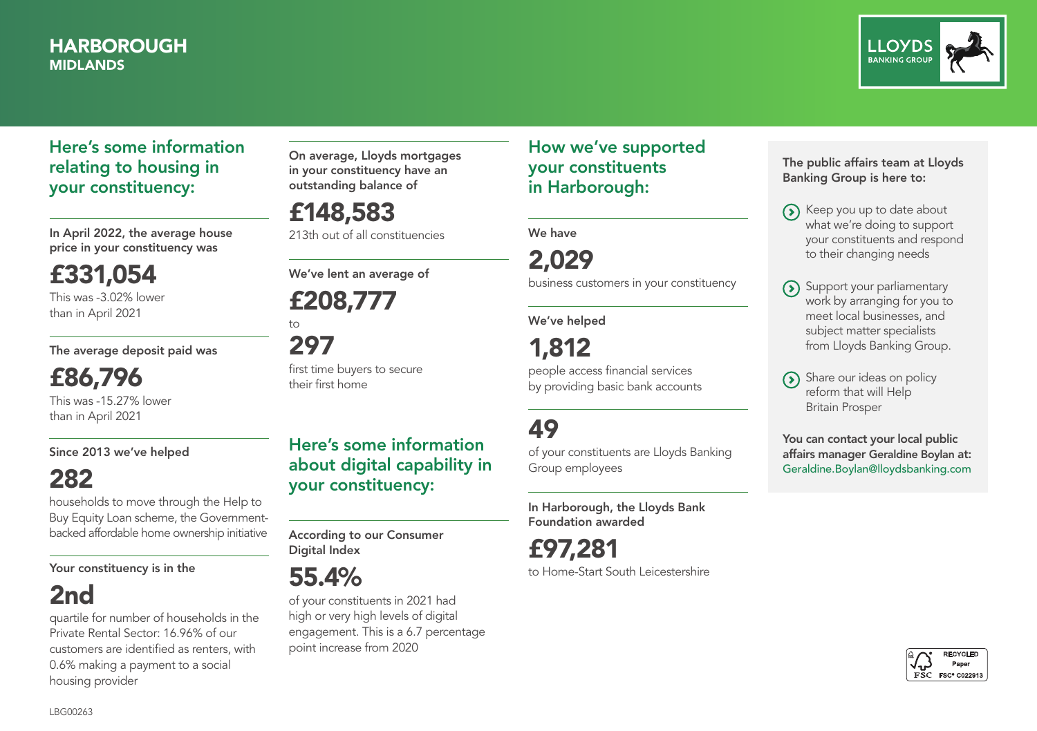# HARBOROUGH
## MIDLANDS

LLOYDS BANKING GROUP

## Here's some information relating to housing in your constituency:

**In April 2022, the average house price in your constituency was**

**£331,054**

This was -3.02% lower than in April 2021

**The average deposit paid was**

**£86,796**

This was -15.27% lower than in April 2021

**Since 2013 we've helped**

**282**

households to move through the Help to Buy Equity Loan scheme, the Government-backed affordable home ownership initiative

**Your constituency is in the**

**2nd**

quartile for number of households in the Private Rental Sector: 16.96% of our customers are identified as renters, with 0.6% making a payment to a social housing provider

**On average, Lloyds mortgages in your constituency have an outstanding balance of**

**£148,583**

213th out of all constituencies

**We've lent an average of**

**£208,777**

to

**297**

first time buyers to secure their first home

## Here's some information about digital capability in your constituency:

**According to our Consumer Digital Index**

**55.4%**

of your constituents in 2021 had high or very high levels of digital engagement. This is a 6.7 percentage point increase from 2020

## How we've supported your constituents in Harborough:

**We have**

**2,029**

business customers in your constituency

**We've helped**

**1,812**

people access financial services by providing basic bank accounts

**49**

of your constituents are Lloyds Banking Group employees

**In Harborough, the Lloyds Bank Foundation awarded**

**£97,281**

to Home-Start South Leicestershire

**The public affairs team at Lloyds Banking Group is here to:**

- Keep you up to date about what we're doing to support your constituents and respond to their changing needs
- Support your parliamentary work by arranging for you to meet local businesses, and subject matter specialists from Lloyds Banking Group.
- Share our ideas on policy reform that will Help Britain Prosper

**You can contact your local public affairs manager Geraldine Boylan at:**
Geraldine.Boylan@lloydsbanking.com

RECYCLED Paper FSC® C022913

LBG00263